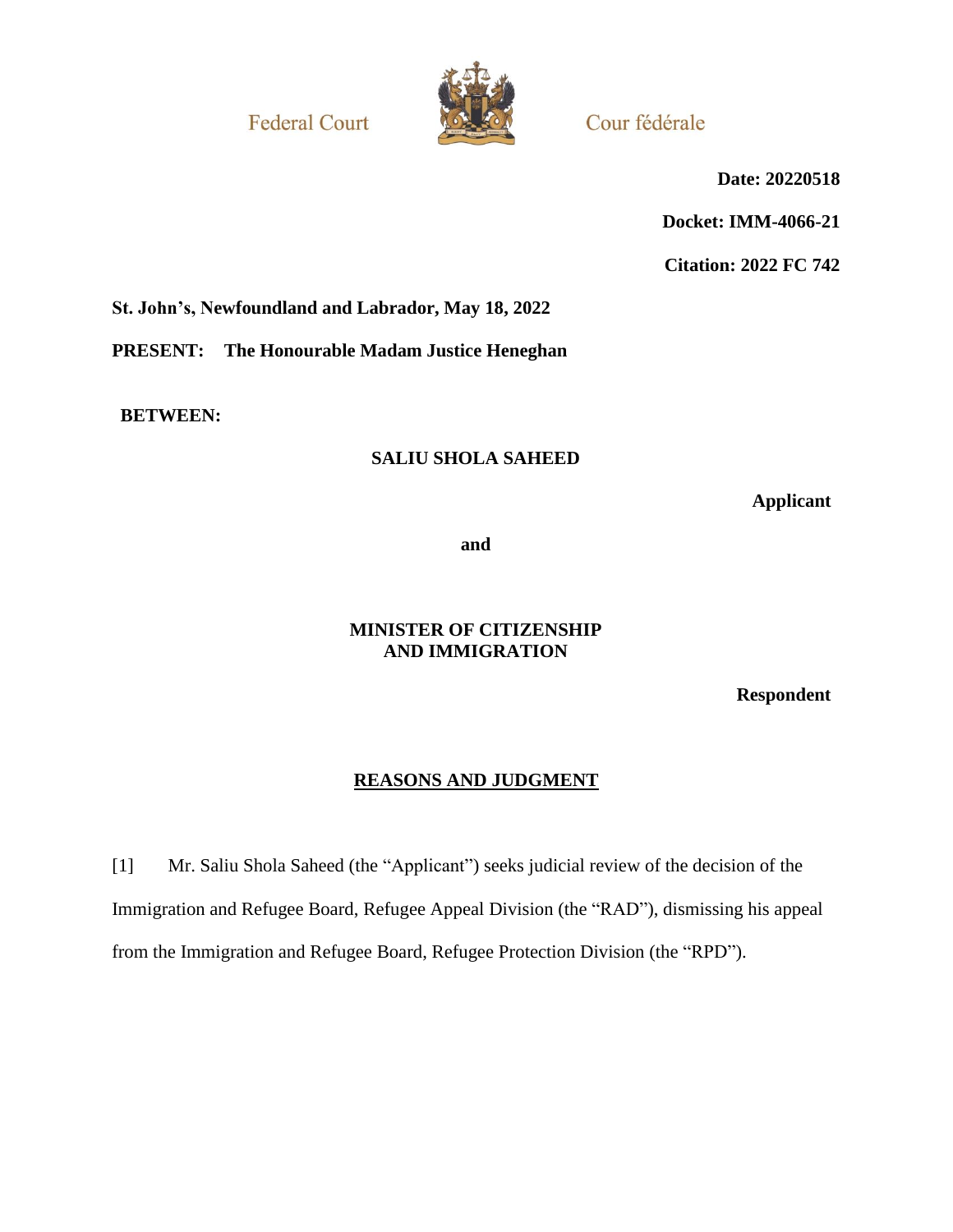Federal Court — Cour fédérale

**Date: 20220518**

**Docket: IMM-4066-21**

**Citation: 2022 FC 742**

**St. John's, Newfoundland and Labrador, May 18, 2022**

**PRESENT: The Honourable Madam Justice Heneghan**

**BETWEEN:**

**SALIU SHOLA SAHEED**

**Applicant**

**and**

**MINISTER OF CITIZENSHIP AND IMMIGRATION**

**Respondent**

## REASONS AND JUDGMENT

[1] Mr. Saliu Shola Saheed (the "Applicant") seeks judicial review of the decision of the Immigration and Refugee Board, Refugee Appeal Division (the "RAD"), dismissing his appeal from the Immigration and Refugee Board, Refugee Protection Division (the "RPD").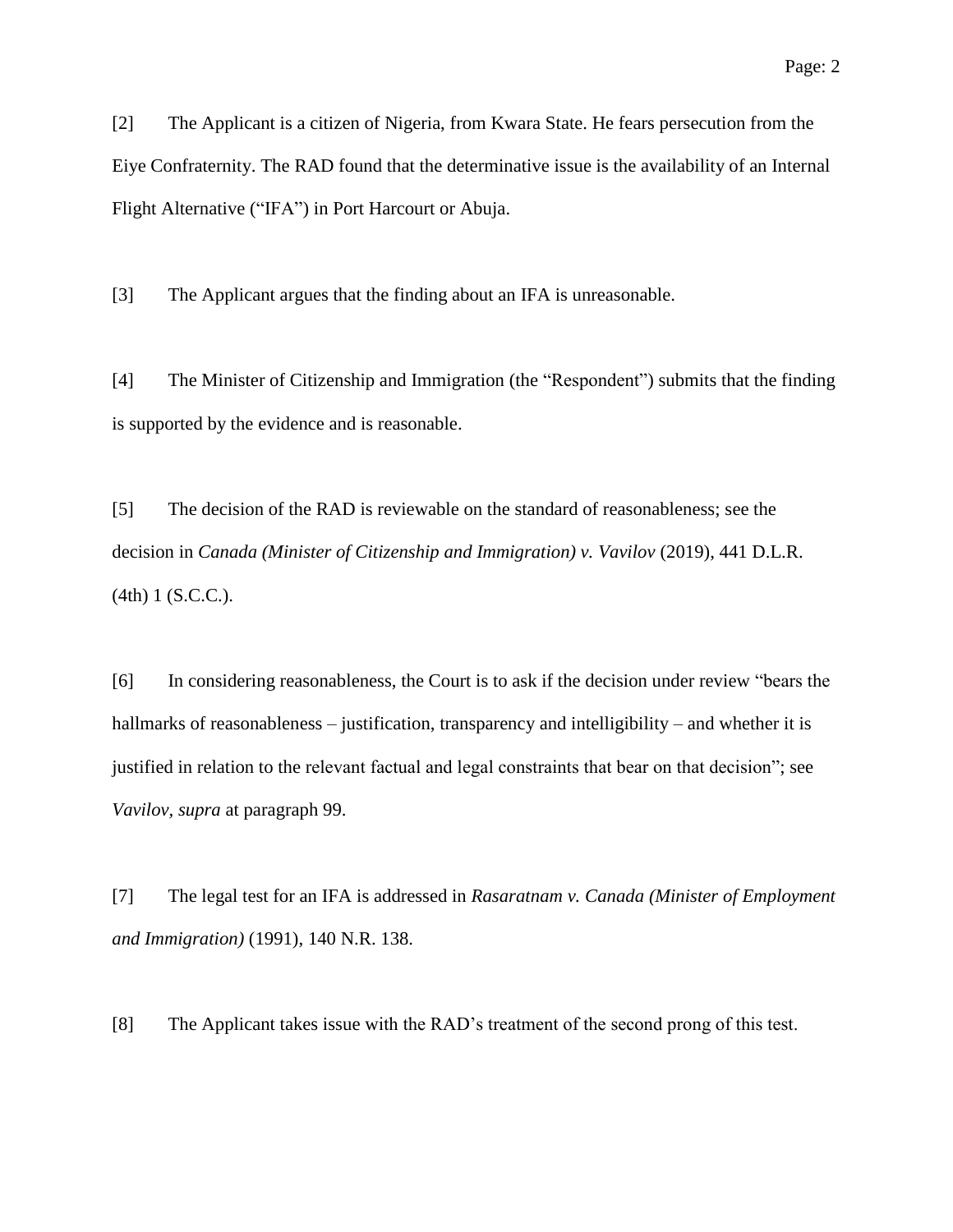[2] The Applicant is a citizen of Nigeria, from Kwara State. He fears persecution from the Eiye Confraternity. The RAD found that the determinative issue is the availability of an Internal Flight Alternative ("IFA") in Port Harcourt or Abuja.

[3] The Applicant argues that the finding about an IFA is unreasonable.

[4] The Minister of Citizenship and Immigration (the "Respondent") submits that the finding is supported by the evidence and is reasonable.

[5] The decision of the RAD is reviewable on the standard of reasonableness; see the decision in *Canada (Minister of Citizenship and Immigration) v. Vavilov* (2019), 441 D.L.R. (4th) 1 (S.C.C.).

[6] In considering reasonableness, the Court is to ask if the decision under review "bears the hallmarks of reasonableness – justification, transparency and intelligibility – and whether it is justified in relation to the relevant factual and legal constraints that bear on that decision"; see *Vavilov, supra* at paragraph 99.

[7] The legal test for an IFA is addressed in *Rasaratnam v. Canada (Minister of Employment and Immigration)* (1991), 140 N.R. 138.

[8] The Applicant takes issue with the RAD's treatment of the second prong of this test.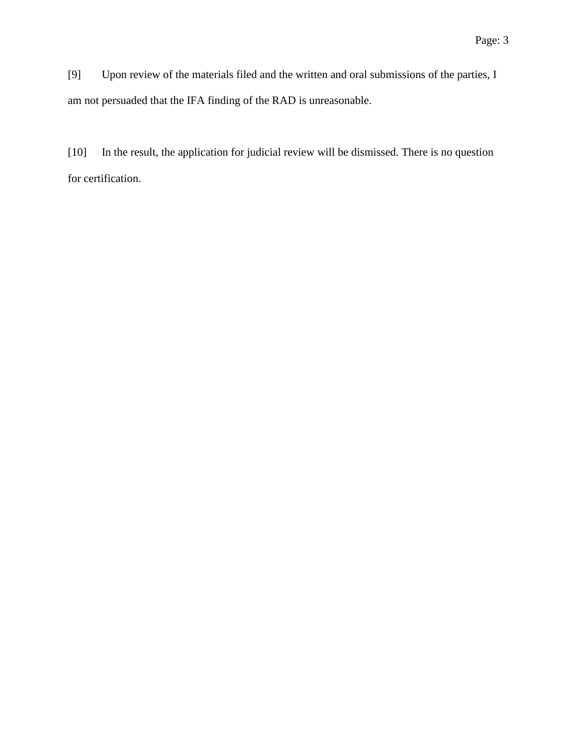[9] Upon review of the materials filed and the written and oral submissions of the parties, I am not persuaded that the IFA finding of the RAD is unreasonable.

[10] In the result, the application for judicial review will be dismissed. There is no question for certification.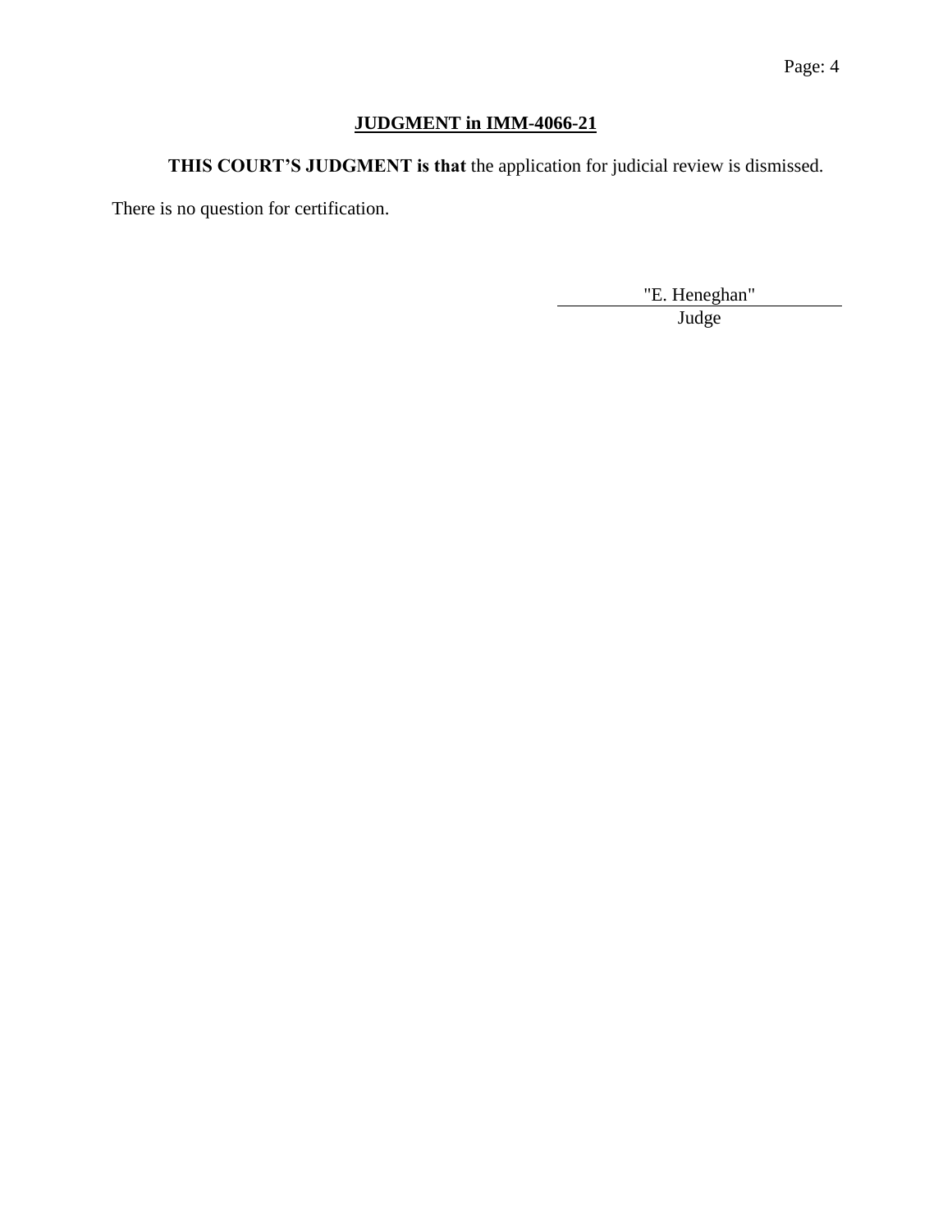**JUDGMENT in IMM-4066-21**

**THIS COURT'S JUDGMENT is that** the application for judicial review is dismissed.

There is no question for certification.

"E. Heneghan"

Judge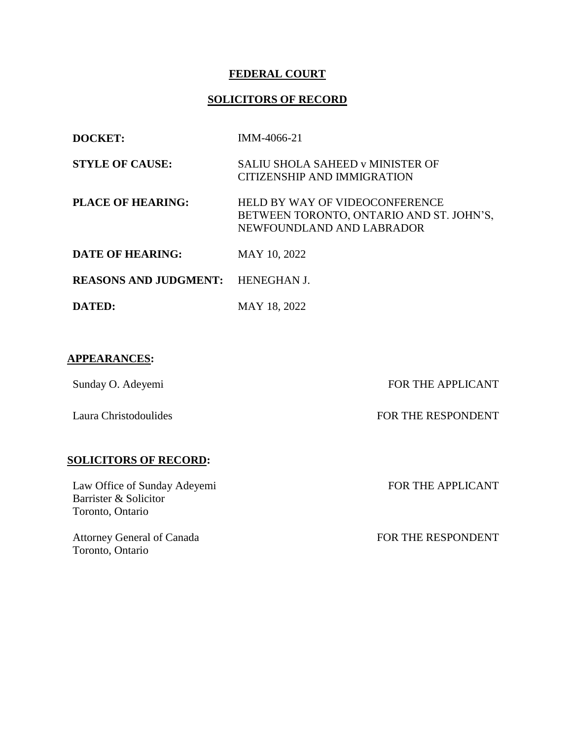# FEDERAL COURT

## SOLICITORS OF RECORD

| | |
|---|---|
| **DOCKET:** | IMM-4066-21 |
| **STYLE OF CAUSE:** | SALIU SHOLA SAHEED v MINISTER OF CITIZENSHIP AND IMMIGRATION |
| **PLACE OF HEARING:** | HELD BY WAY OF VIDEOCONFERENCE BETWEEN TORONTO, ONTARIO AND ST. JOHN'S, NEWFOUNDLAND AND LABRADOR |
| **DATE OF HEARING:** | MAY 10, 2022 |
| **REASONS AND JUDGMENT:** | HENEGHAN J. |
| **DATED:** | MAY 18, 2022 |

## APPEARANCES:

| | |
|---|---|
| Sunday O. Adeyemi | FOR THE APPLICANT |
| Laura Christodoulides | FOR THE RESPONDENT |

## SOLICITORS OF RECORD:

| | |
|---|---|
| Law Office of Sunday Adeyemi<br>Barrister & Solicitor<br>Toronto, Ontario | FOR THE APPLICANT |
| Attorney General of Canada<br>Toronto, Ontario | FOR THE RESPONDENT |